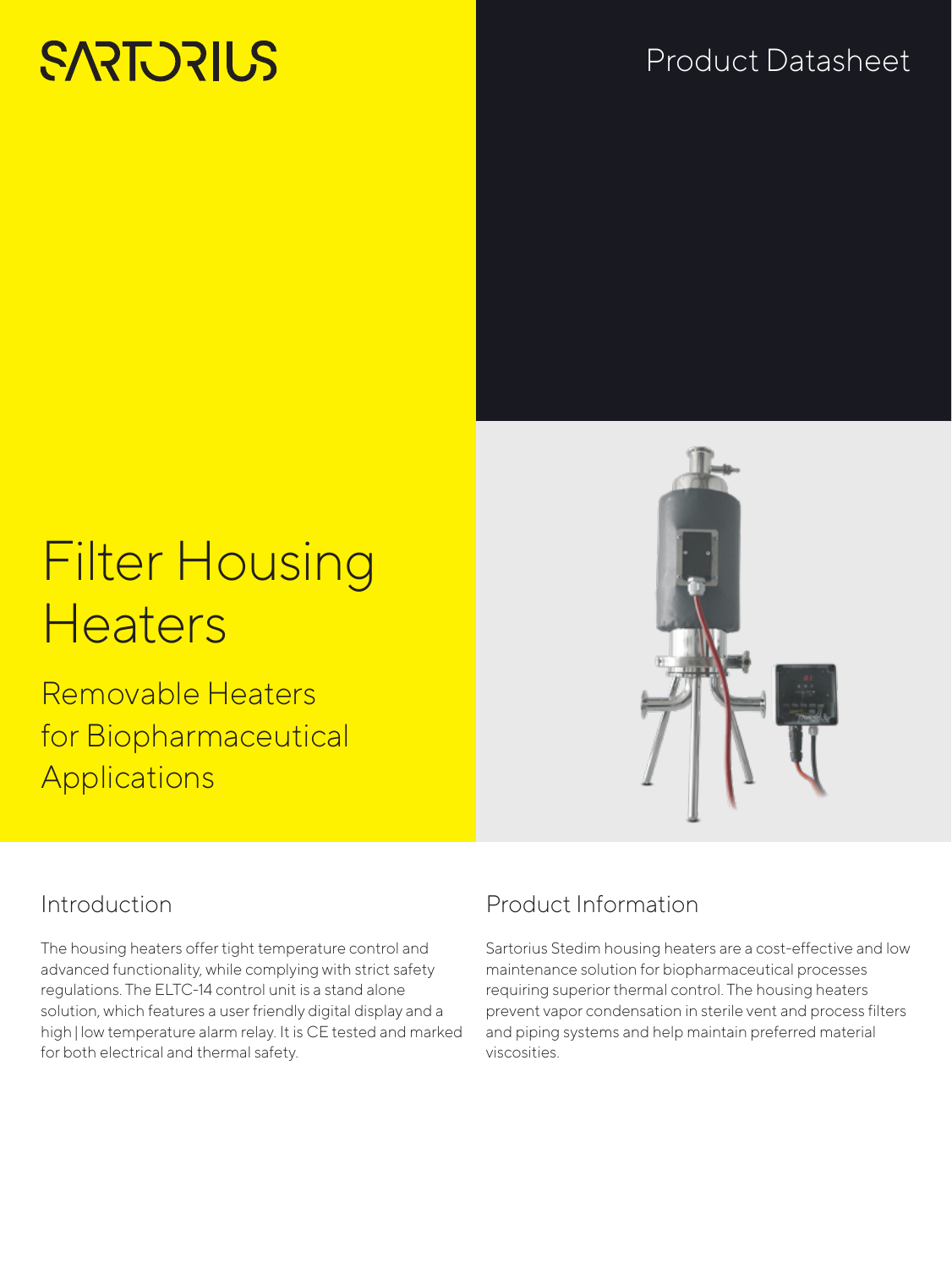SARTORIUS

Product Datasheet

# Filter Housing Heaters

Removable Heaters for Biopharmaceutical Applications

## Introduction

The housing heaters offer tight temperature control and advanced functionality, while complying with strict safety regulations. The ELTC-14 control unit is a stand alone solution, which features a user friendly digital display and a high | low temperature alarm relay. It is CE tested and marked for both electrical and thermal safety.

## Product Information

Sartorius Stedim housing heaters are a cost-effective and low maintenance solution for biopharmaceutical processes requiring superior thermal control. The housing heaters prevent vapor condensation in sterile vent and process filters and piping systems and help maintain preferred material viscosities.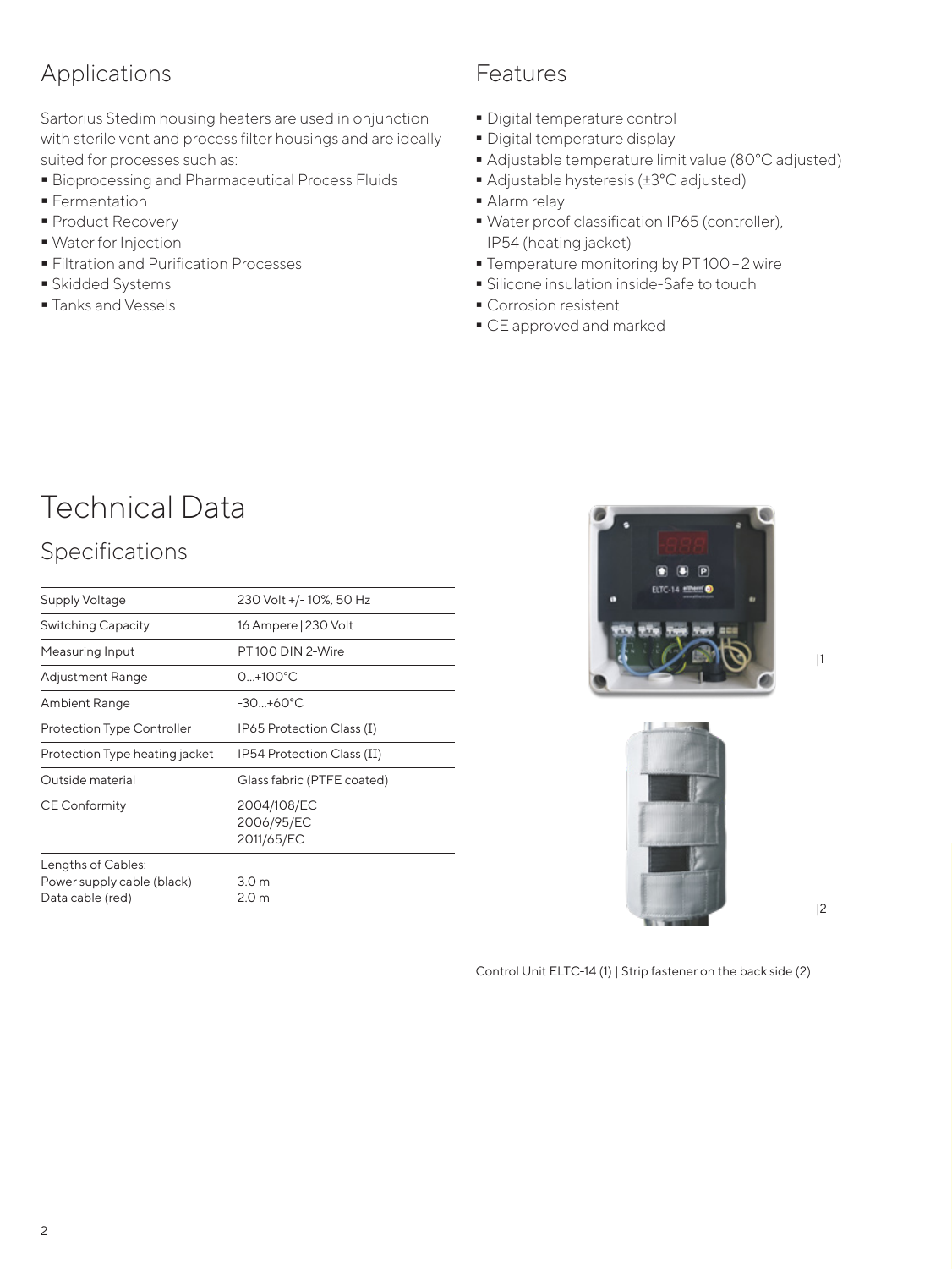## Applications

Sartorius Stedim housing heaters are used in onjunction with sterile vent and process filter housings and are ideally suited for processes such as:

- Bioprocessing and Pharmaceutical Process Fluids
- Fermentation
- Product Recovery
- Water for Injection
- Filtration and Purification Processes
- Skidded Systems
- Tanks and Vessels

## Features

- Digital temperature control
- Digital temperature display
- Adjustable temperature limit value (80°C adjusted)
- Adjustable hysteresis (±3°C adjusted)
- Alarm relay
- Water proof classification IP65 (controller), IP54 (heating jacket)
- Temperature monitoring by PT 100 – 2 wire
- Silicone insulation inside-Safe to touch
- Corrosion resistent
- CE approved and marked

# Technical Data

## Specifications

| | |
|---|---|
| Supply Voltage | 230 Volt +/- 10%, 50 Hz |
| Switching Capacity | 16 Ampere \| 230 Volt |
| Measuring Input | PT 100 DIN 2-Wire |
| Adjustment Range | 0...+100°C |
| Ambient Range | -30...+60°C |
| Protection Type Controller | IP65 Protection Class (I) |
| Protection Type heating jacket | IP54 Protection Class (II) |
| Outside material | Glass fabric (PTFE coated) |
| CE Conformity | 2004/108/EC<br>2006/95/EC<br>2011/65/EC |
| Lengths of Cables:<br>Power supply cable (black)<br>Data cable (red) | <br>3.0 m<br>2.0 m |

|1

|2

Control Unit ELTC-14 (1) | Strip fastener on the back side (2)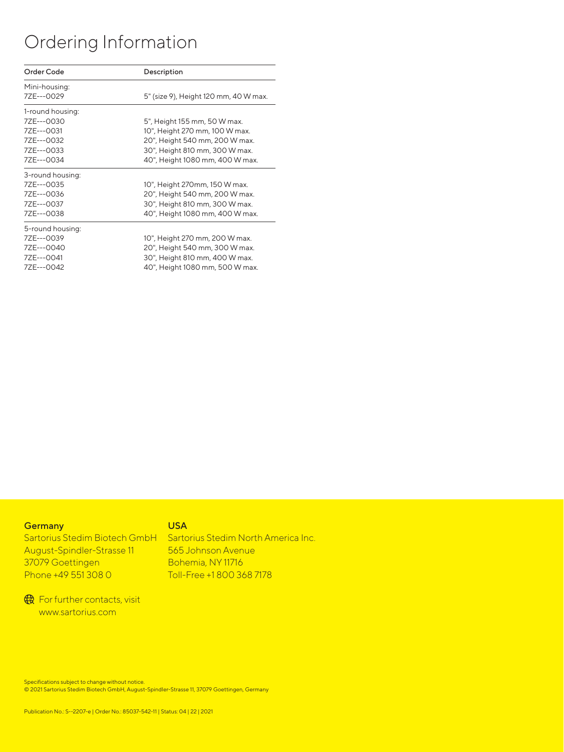# Ordering Information

| Order Code | Description |
|---|---|
| Mini-housing: | |
| 7ZE---0029 | 5" (size 9), Height 120 mm, 40 W max. |
| 1-round housing: | |
| 7ZE---0030 | 5", Height 155 mm, 50 W max. |
| 7ZE---0031 | 10", Height 270 mm, 100 W max. |
| 7ZE---0032 | 20", Height 540 mm, 200 W max. |
| 7ZE---0033 | 30", Height 810 mm, 300 W max. |
| 7ZE---0034 | 40", Height 1080 mm, 400 W max. |
| 3-round housing: | |
| 7ZE---0035 | 10", Height 270mm, 150 W max. |
| 7ZE---0036 | 20", Height 540 mm, 200 W max. |
| 7ZE---0037 | 30", Height 810 mm, 300 W max. |
| 7ZE---0038 | 40", Height 1080 mm, 400 W max. |
| 5-round housing: | |
| 7ZE---0039 | 10", Height 270 mm, 200 W max. |
| 7ZE---0040 | 20", Height 540 mm, 300 W max. |
| 7ZE---0041 | 30", Height 810 mm, 400 W max. |
| 7ZE---0042 | 40", Height 1080 mm, 500 W max. |

**Germany**
Sartorius Stedim Biotech GmbH
August-Spindler-Strasse 11
37079 Goettingen
Phone +49 551 308 0

**USA**
Sartorius Stedim North America Inc.
565 Johnson Avenue
Bohemia, NY 11716
Toll-Free +1 800 368 7178

For further contacts, visit
www.sartorius.com

Specifications subject to change without notice.
© 2021 Sartorius Stedim Biotech GmbH, August-Spindler-Strasse 11, 37079 Goettingen, Germany

Publication No.: S--2207-e | Order No.: 85037-542-11 | Status: 04 | 22 | 2021